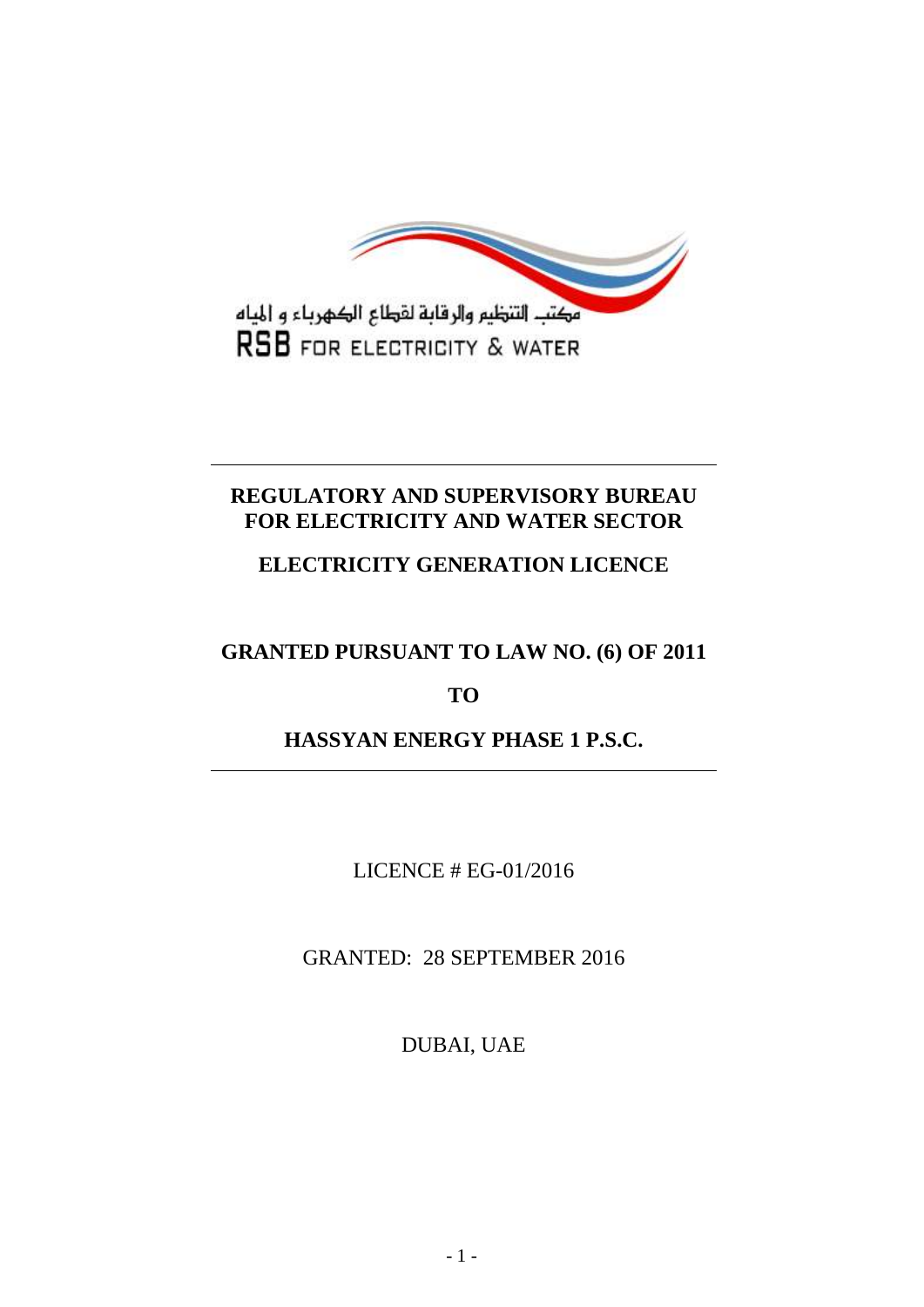مكتب التنظيم والرقابة لقطاع الكهرباء و المياه
RSB FOR ELECTRICITY & WATER

---

# REGULATORY AND SUPERVISORY BUREAU FOR ELECTRICITY AND WATER SECTOR

## ELECTRICITY GENERATION LICENCE

## GRANTED PURSUANT TO LAW NO. (6) OF 2011

## TO

## HASSYAN ENERGY PHASE 1 P.S.C.

---

LICENCE # EG-01/2016

GRANTED: 28 SEPTEMBER 2016

DUBAI, UAE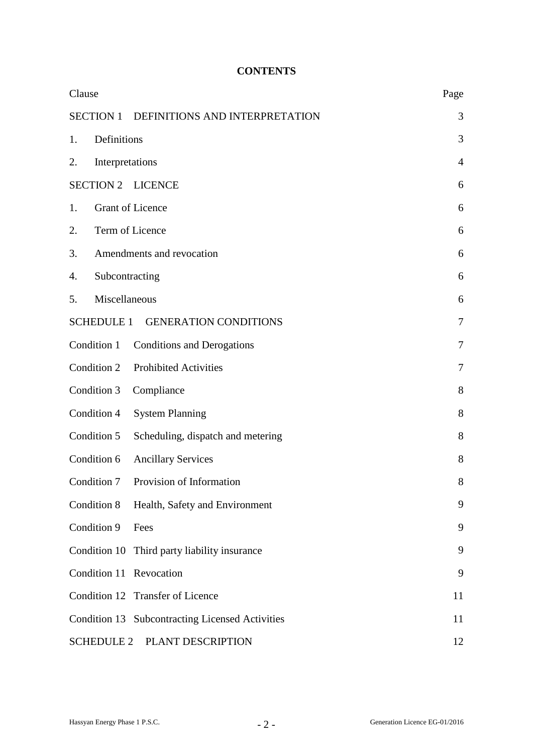# CONTENTS

| Clause | | Page |
|---|---|---|
| SECTION 1 | DEFINITIONS AND INTERPRETATION | 3 |
| 1. | Definitions | 3 |
| 2. | Interpretations | 4 |
| SECTION 2 | LICENCE | 6 |
| 1. | Grant of Licence | 6 |
| 2. | Term of Licence | 6 |
| 3. | Amendments and revocation | 6 |
| 4. | Subcontracting | 6 |
| 5. | Miscellaneous | 6 |
| SCHEDULE 1 | GENERATION CONDITIONS | 7 |
| Condition 1 | Conditions and Derogations | 7 |
| Condition 2 | Prohibited Activities | 7 |
| Condition 3 | Compliance | 8 |
| Condition 4 | System Planning | 8 |
| Condition 5 | Scheduling, dispatch and metering | 8 |
| Condition 6 | Ancillary Services | 8 |
| Condition 7 | Provision of Information | 8 |
| Condition 8 | Health, Safety and Environment | 9 |
| Condition 9 | Fees | 9 |
| Condition 10 | Third party liability insurance | 9 |
| Condition 11 | Revocation | 9 |
| Condition 12 | Transfer of Licence | 11 |
| Condition 13 | Subcontracting Licensed Activities | 11 |
| SCHEDULE 2 | PLANT DESCRIPTION | 12 |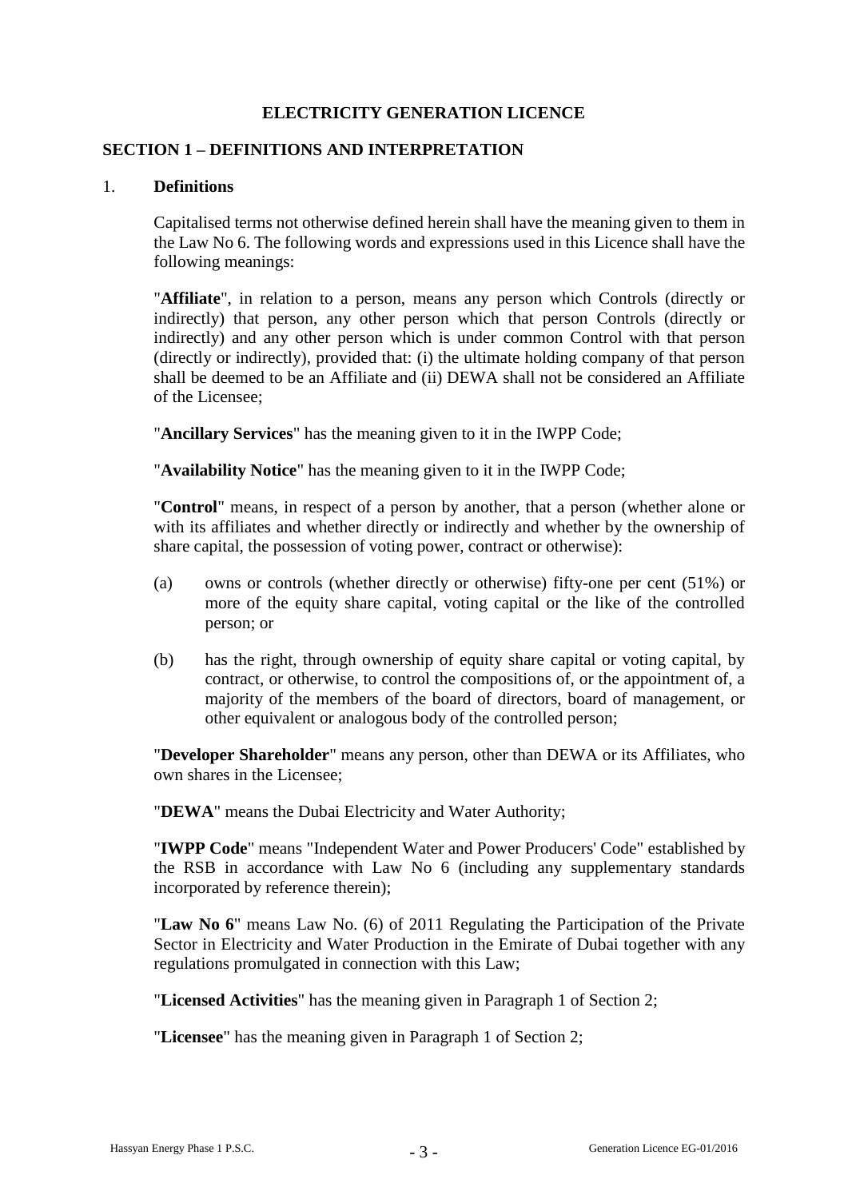# ELECTRICITY GENERATION LICENCE

## SECTION 1 – DEFINITIONS AND INTERPRETATION

### 1. Definitions

Capitalised terms not otherwise defined herein shall have the meaning given to them in the Law No 6. The following words and expressions used in this Licence shall have the following meanings:

"**Affiliate**", in relation to a person, means any person which Controls (directly or indirectly) that person, any other person which that person Controls (directly or indirectly) and any other person which is under common Control with that person (directly or indirectly), provided that: (i) the ultimate holding company of that person shall be deemed to be an Affiliate and (ii) DEWA shall not be considered an Affiliate of the Licensee;

"**Ancillary Services**" has the meaning given to it in the IWPP Code;

"**Availability Notice**" has the meaning given to it in the IWPP Code;

"**Control**" means, in respect of a person by another, that a person (whether alone or with its affiliates and whether directly or indirectly and whether by the ownership of share capital, the possession of voting power, contract or otherwise):

(a) owns or controls (whether directly or otherwise) fifty-one per cent (51%) or more of the equity share capital, voting capital or the like of the controlled person; or

(b) has the right, through ownership of equity share capital or voting capital, by contract, or otherwise, to control the compositions of, or the appointment of, a majority of the members of the board of directors, board of management, or other equivalent or analogous body of the controlled person;

"**Developer Shareholder**" means any person, other than DEWA or its Affiliates, who own shares in the Licensee;

"**DEWA**" means the Dubai Electricity and Water Authority;

"**IWPP Code**" means "Independent Water and Power Producers' Code" established by the RSB in accordance with Law No 6 (including any supplementary standards incorporated by reference therein);

"**Law No 6**" means Law No. (6) of 2011 Regulating the Participation of the Private Sector in Electricity and Water Production in the Emirate of Dubai together with any regulations promulgated in connection with this Law;

"**Licensed Activities**" has the meaning given in Paragraph 1 of Section 2;

"**Licensee**" has the meaning given in Paragraph 1 of Section 2;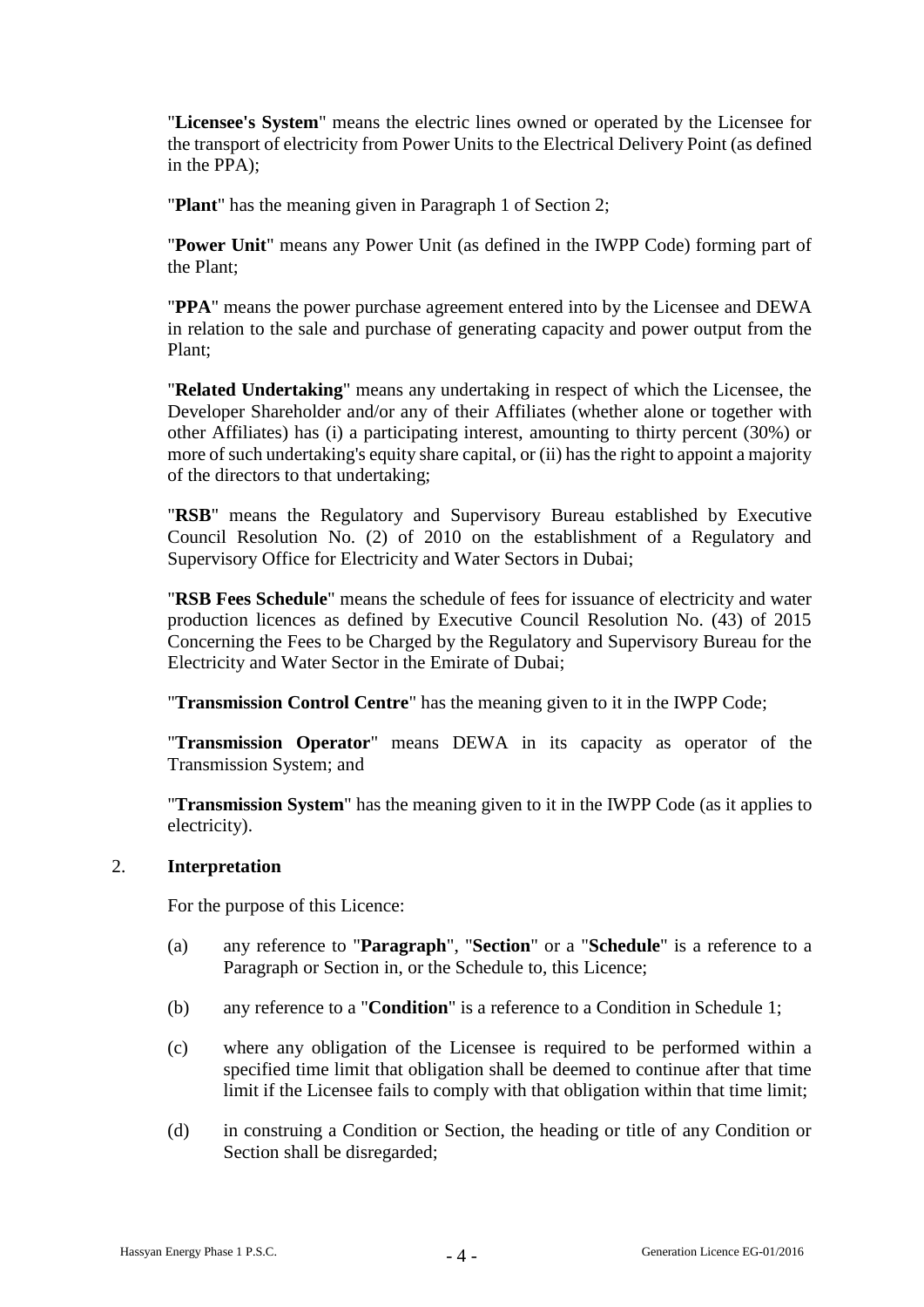"**Licensee's System**" means the electric lines owned or operated by the Licensee for the transport of electricity from Power Units to the Electrical Delivery Point (as defined in the PPA);

"**Plant**" has the meaning given in Paragraph 1 of Section 2;

"**Power Unit**" means any Power Unit (as defined in the IWPP Code) forming part of the Plant;

"**PPA**" means the power purchase agreement entered into by the Licensee and DEWA in relation to the sale and purchase of generating capacity and power output from the Plant;

"**Related Undertaking**" means any undertaking in respect of which the Licensee, the Developer Shareholder and/or any of their Affiliates (whether alone or together with other Affiliates) has (i) a participating interest, amounting to thirty percent (30%) or more of such undertaking's equity share capital, or (ii) has the right to appoint a majority of the directors to that undertaking;

"**RSB**" means the Regulatory and Supervisory Bureau established by Executive Council Resolution No. (2) of 2010 on the establishment of a Regulatory and Supervisory Office for Electricity and Water Sectors in Dubai;

"**RSB Fees Schedule**" means the schedule of fees for issuance of electricity and water production licences as defined by Executive Council Resolution No. (43) of 2015 Concerning the Fees to be Charged by the Regulatory and Supervisory Bureau for the Electricity and Water Sector in the Emirate of Dubai;

"**Transmission Control Centre**" has the meaning given to it in the IWPP Code;

"**Transmission Operator**" means DEWA in its capacity as operator of the Transmission System; and

"**Transmission System**" has the meaning given to it in the IWPP Code (as it applies to electricity).

2. **Interpretation**

For the purpose of this Licence:

(a) any reference to "**Paragraph**", "**Section**" or a "**Schedule**" is a reference to a Paragraph or Section in, or the Schedule to, this Licence;

(b) any reference to a "**Condition**" is a reference to a Condition in Schedule 1;

(c) where any obligation of the Licensee is required to be performed within a specified time limit that obligation shall be deemed to continue after that time limit if the Licensee fails to comply with that obligation within that time limit;

(d) in construing a Condition or Section, the heading or title of any Condition or Section shall be disregarded;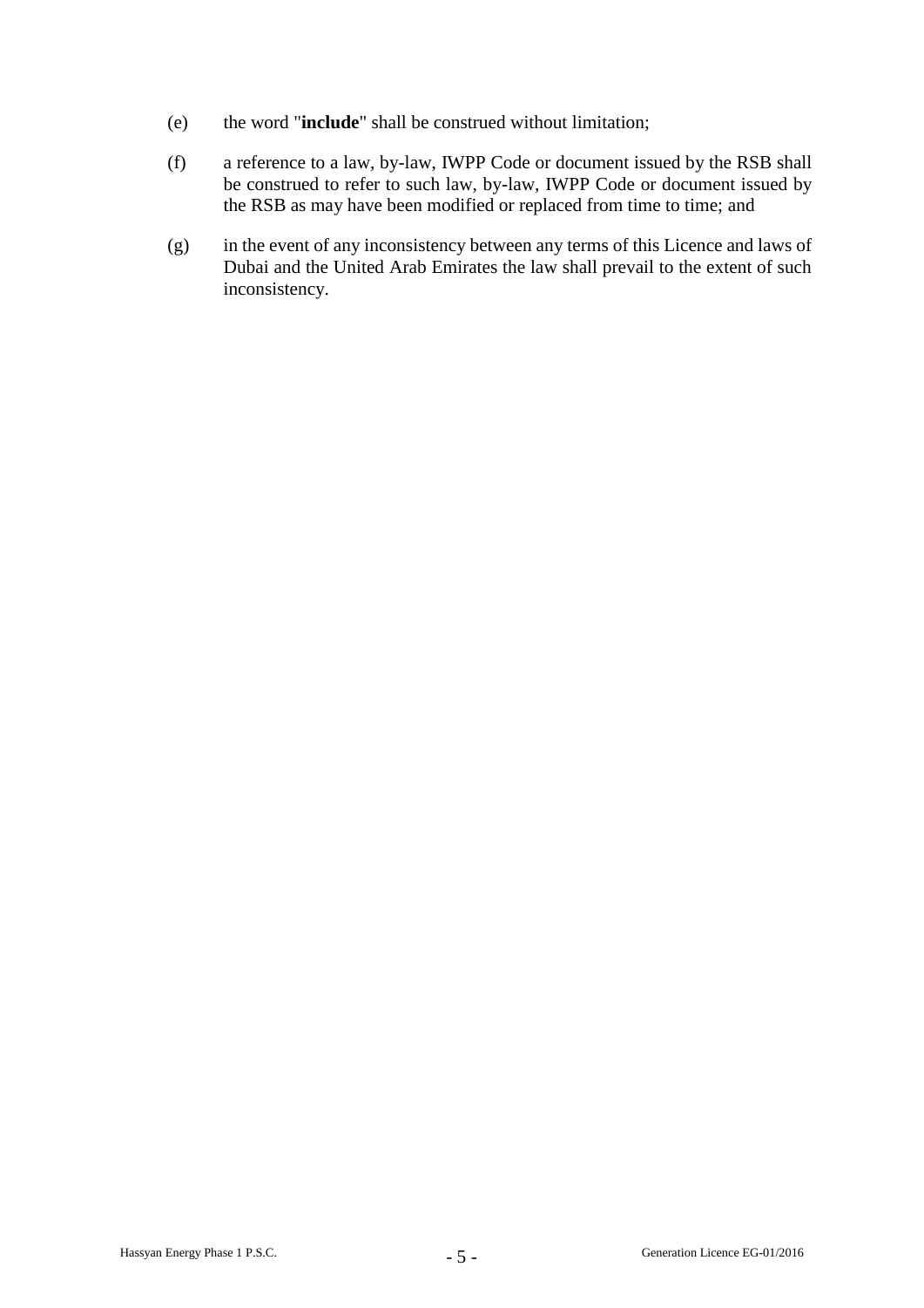(e) the word "**include**" shall be construed without limitation;

(f) a reference to a law, by-law, IWPP Code or document issued by the RSB shall be construed to refer to such law, by-law, IWPP Code or document issued by the RSB as may have been modified or replaced from time to time; and

(g) in the event of any inconsistency between any terms of this Licence and laws of Dubai and the United Arab Emirates the law shall prevail to the extent of such inconsistency.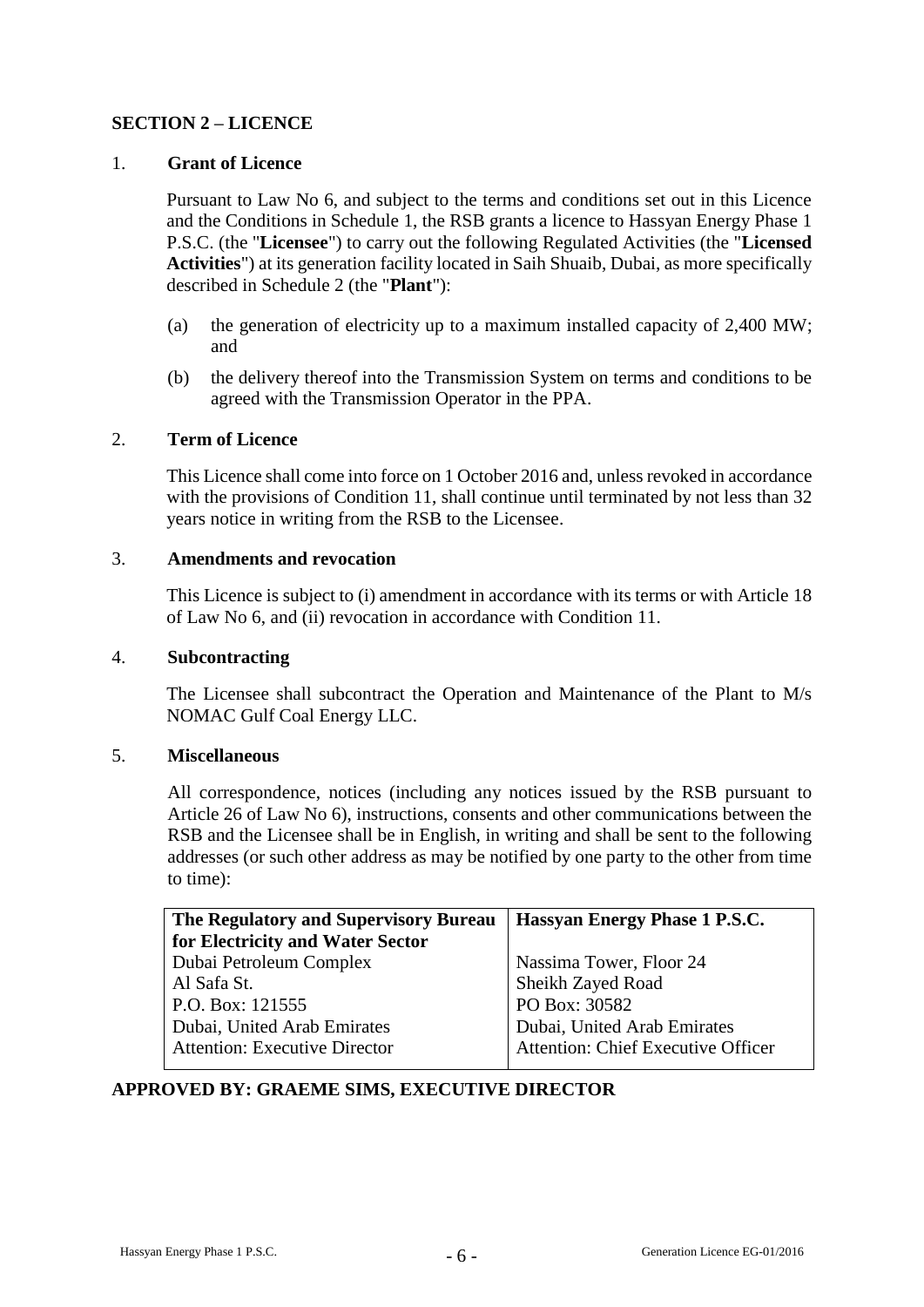## SECTION 2 – LICENCE

### 1. Grant of Licence

Pursuant to Law No 6, and subject to the terms and conditions set out in this Licence and the Conditions in Schedule 1, the RSB grants a licence to Hassyan Energy Phase 1 P.S.C. (the "**Licensee**") to carry out the following Regulated Activities (the "**Licensed Activities**") at its generation facility located in Saih Shuaib, Dubai, as more specifically described in Schedule 2 (the "**Plant**"):

(a) the generation of electricity up to a maximum installed capacity of 2,400 MW; and

(b) the delivery thereof into the Transmission System on terms and conditions to be agreed with the Transmission Operator in the PPA.

### 2. Term of Licence

This Licence shall come into force on 1 October 2016 and, unless revoked in accordance with the provisions of Condition 11, shall continue until terminated by not less than 32 years notice in writing from the RSB to the Licensee.

### 3. Amendments and revocation

This Licence is subject to (i) amendment in accordance with its terms or with Article 18 of Law No 6, and (ii) revocation in accordance with Condition 11.

### 4. Subcontracting

The Licensee shall subcontract the Operation and Maintenance of the Plant to M/s NOMAC Gulf Coal Energy LLC.

### 5. Miscellaneous

All correspondence, notices (including any notices issued by the RSB pursuant to Article 26 of Law No 6), instructions, consents and other communications between the RSB and the Licensee shall be in English, in writing and shall be sent to the following addresses (or such other address as may be notified by one party to the other from time to time):

| **The Regulatory and Supervisory Bureau for Electricity and Water Sector** | **Hassyan Energy Phase 1 P.S.C.** |
|---|---|
| Dubai Petroleum Complex<br>Al Safa St.<br>P.O. Box: 121555<br>Dubai, United Arab Emirates<br>Attention: Executive Director | Nassima Tower, Floor 24<br>Sheikh Zayed Road<br>PO Box: 30582<br>Dubai, United Arab Emirates<br>Attention: Chief Executive Officer |

**APPROVED BY: GRAEME SIMS, EXECUTIVE DIRECTOR**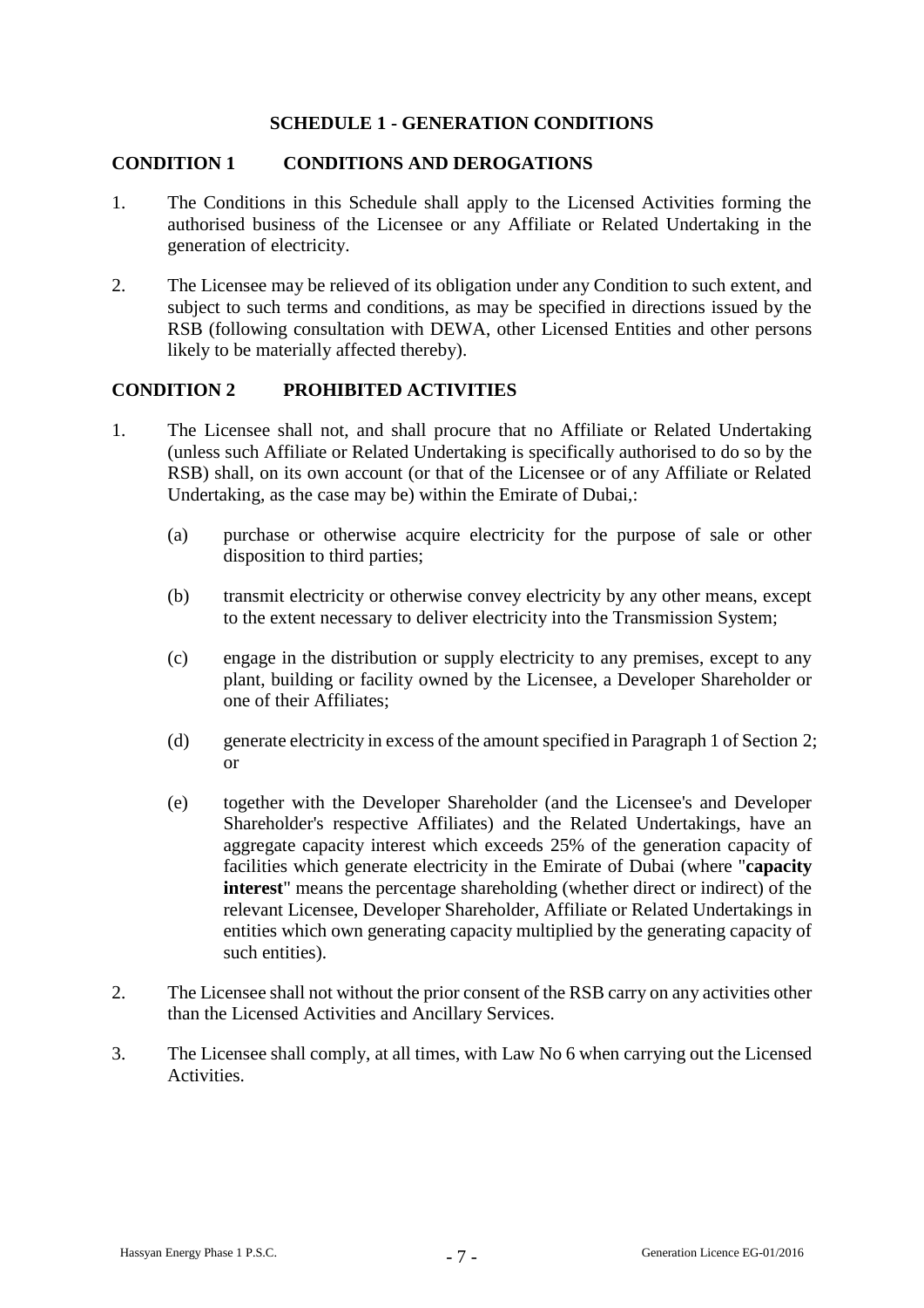## SCHEDULE 1 - GENERATION CONDITIONS

### CONDITION 1 CONDITIONS AND DEROGATIONS

1. The Conditions in this Schedule shall apply to the Licensed Activities forming the authorised business of the Licensee or any Affiliate or Related Undertaking in the generation of electricity.

2. The Licensee may be relieved of its obligation under any Condition to such extent, and subject to such terms and conditions, as may be specified in directions issued by the RSB (following consultation with DEWA, other Licensed Entities and other persons likely to be materially affected thereby).

### CONDITION 2 PROHIBITED ACTIVITIES

1. The Licensee shall not, and shall procure that no Affiliate or Related Undertaking (unless such Affiliate or Related Undertaking is specifically authorised to do so by the RSB) shall, on its own account (or that of the Licensee or of any Affiliate or Related Undertaking, as the case may be) within the Emirate of Dubai,:

   (a) purchase or otherwise acquire electricity for the purpose of sale or other disposition to third parties;

   (b) transmit electricity or otherwise convey electricity by any other means, except to the extent necessary to deliver electricity into the Transmission System;

   (c) engage in the distribution or supply electricity to any premises, except to any plant, building or facility owned by the Licensee, a Developer Shareholder or one of their Affiliates;

   (d) generate electricity in excess of the amount specified in Paragraph 1 of Section 2; or

   (e) together with the Developer Shareholder (and the Licensee's and Developer Shareholder's respective Affiliates) and the Related Undertakings, have an aggregate capacity interest which exceeds 25% of the generation capacity of facilities which generate electricity in the Emirate of Dubai (where "**capacity interest**" means the percentage shareholding (whether direct or indirect) of the relevant Licensee, Developer Shareholder, Affiliate or Related Undertakings in entities which own generating capacity multiplied by the generating capacity of such entities).

2. The Licensee shall not without the prior consent of the RSB carry on any activities other than the Licensed Activities and Ancillary Services.

3. The Licensee shall comply, at all times, with Law No 6 when carrying out the Licensed Activities.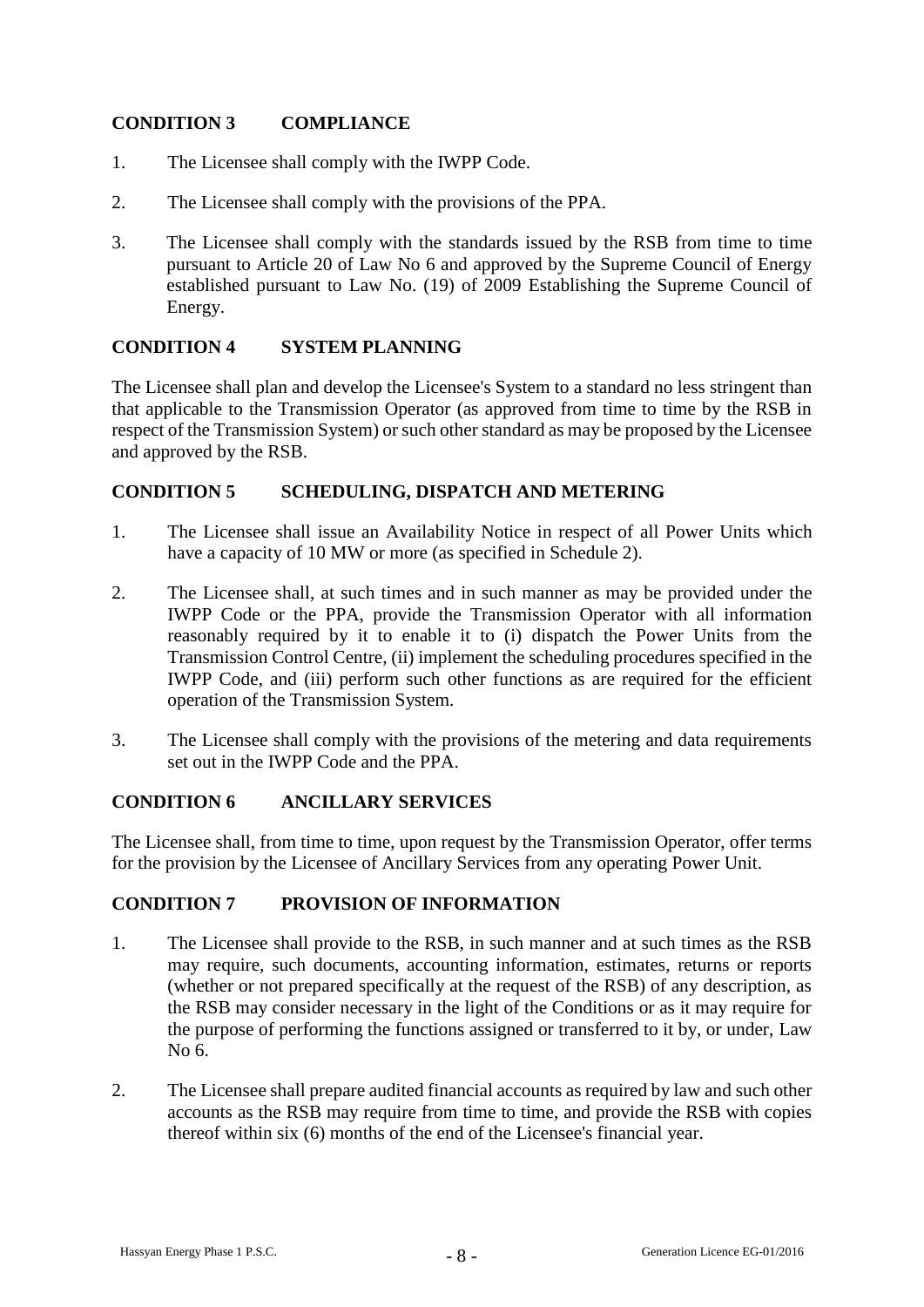## CONDITION 3 COMPLIANCE

1. The Licensee shall comply with the IWPP Code.

2. The Licensee shall comply with the provisions of the PPA.

3. The Licensee shall comply with the standards issued by the RSB from time to time pursuant to Article 20 of Law No 6 and approved by the Supreme Council of Energy established pursuant to Law No. (19) of 2009 Establishing the Supreme Council of Energy.

## CONDITION 4 SYSTEM PLANNING

The Licensee shall plan and develop the Licensee's System to a standard no less stringent than that applicable to the Transmission Operator (as approved from time to time by the RSB in respect of the Transmission System) or such other standard as may be proposed by the Licensee and approved by the RSB.

## CONDITION 5 SCHEDULING, DISPATCH AND METERING

1. The Licensee shall issue an Availability Notice in respect of all Power Units which have a capacity of 10 MW or more (as specified in Schedule 2).

2. The Licensee shall, at such times and in such manner as may be provided under the IWPP Code or the PPA, provide the Transmission Operator with all information reasonably required by it to enable it to (i) dispatch the Power Units from the Transmission Control Centre, (ii) implement the scheduling procedures specified in the IWPP Code, and (iii) perform such other functions as are required for the efficient operation of the Transmission System.

3. The Licensee shall comply with the provisions of the metering and data requirements set out in the IWPP Code and the PPA.

## CONDITION 6 ANCILLARY SERVICES

The Licensee shall, from time to time, upon request by the Transmission Operator, offer terms for the provision by the Licensee of Ancillary Services from any operating Power Unit.

## CONDITION 7 PROVISION OF INFORMATION

1. The Licensee shall provide to the RSB, in such manner and at such times as the RSB may require, such documents, accounting information, estimates, returns or reports (whether or not prepared specifically at the request of the RSB) of any description, as the RSB may consider necessary in the light of the Conditions or as it may require for the purpose of performing the functions assigned or transferred to it by, or under, Law No 6.

2. The Licensee shall prepare audited financial accounts as required by law and such other accounts as the RSB may require from time to time, and provide the RSB with copies thereof within six (6) months of the end of the Licensee's financial year.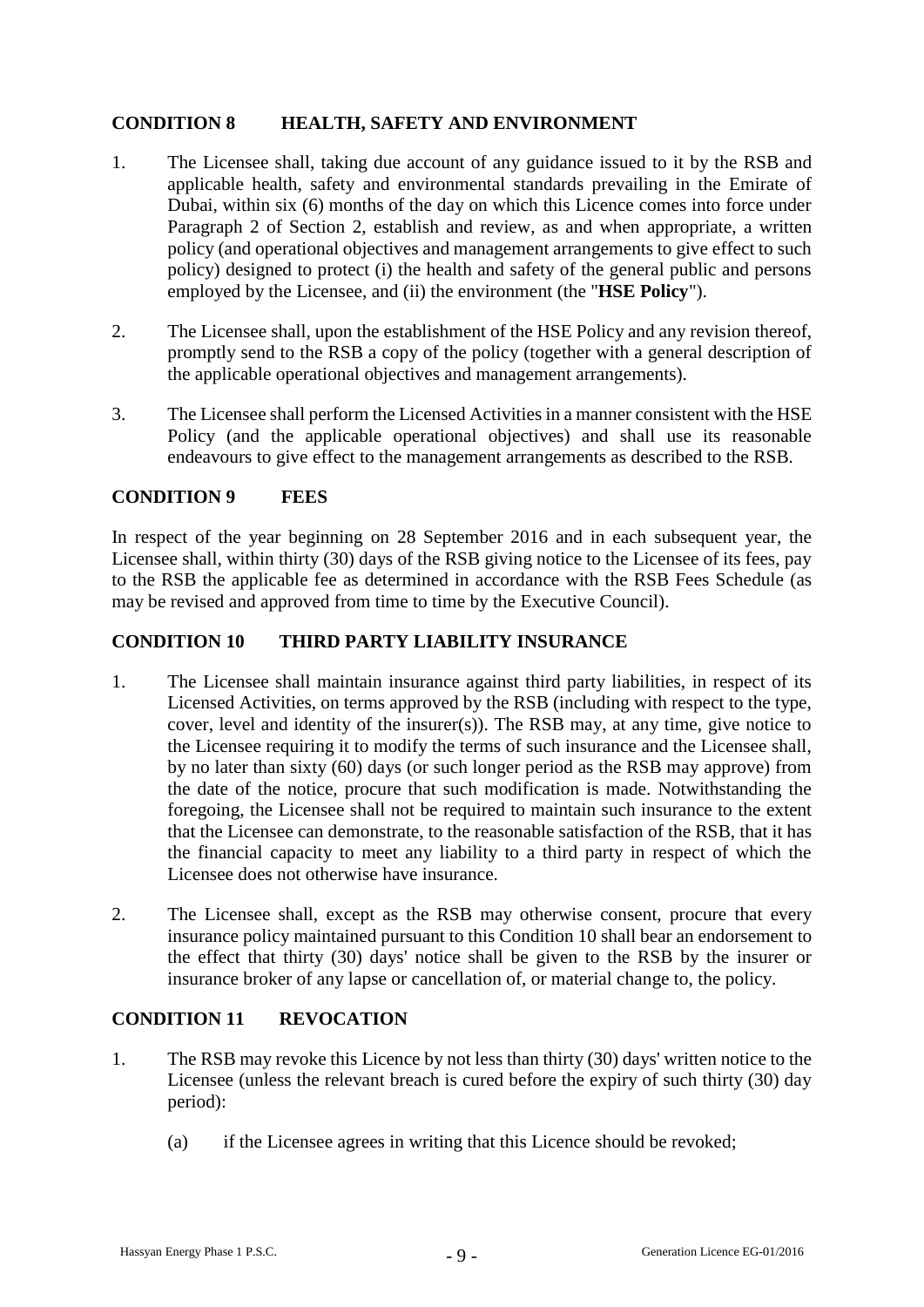## CONDITION 8 HEALTH, SAFETY AND ENVIRONMENT

1. The Licensee shall, taking due account of any guidance issued to it by the RSB and applicable health, safety and environmental standards prevailing in the Emirate of Dubai, within six (6) months of the day on which this Licence comes into force under Paragraph 2 of Section 2, establish and review, as and when appropriate, a written policy (and operational objectives and management arrangements to give effect to such policy) designed to protect (i) the health and safety of the general public and persons employed by the Licensee, and (ii) the environment (the "**HSE Policy**").

2. The Licensee shall, upon the establishment of the HSE Policy and any revision thereof, promptly send to the RSB a copy of the policy (together with a general description of the applicable operational objectives and management arrangements).

3. The Licensee shall perform the Licensed Activities in a manner consistent with the HSE Policy (and the applicable operational objectives) and shall use its reasonable endeavours to give effect to the management arrangements as described to the RSB.

## CONDITION 9 FEES

In respect of the year beginning on 28 September 2016 and in each subsequent year, the Licensee shall, within thirty (30) days of the RSB giving notice to the Licensee of its fees, pay to the RSB the applicable fee as determined in accordance with the RSB Fees Schedule (as may be revised and approved from time to time by the Executive Council).

## CONDITION 10 THIRD PARTY LIABILITY INSURANCE

1. The Licensee shall maintain insurance against third party liabilities, in respect of its Licensed Activities, on terms approved by the RSB (including with respect to the type, cover, level and identity of the insurer(s)). The RSB may, at any time, give notice to the Licensee requiring it to modify the terms of such insurance and the Licensee shall, by no later than sixty (60) days (or such longer period as the RSB may approve) from the date of the notice, procure that such modification is made. Notwithstanding the foregoing, the Licensee shall not be required to maintain such insurance to the extent that the Licensee can demonstrate, to the reasonable satisfaction of the RSB, that it has the financial capacity to meet any liability to a third party in respect of which the Licensee does not otherwise have insurance.

2. The Licensee shall, except as the RSB may otherwise consent, procure that every insurance policy maintained pursuant to this Condition 10 shall bear an endorsement to the effect that thirty (30) days' notice shall be given to the RSB by the insurer or insurance broker of any lapse or cancellation of, or material change to, the policy.

## CONDITION 11 REVOCATION

1. The RSB may revoke this Licence by not less than thirty (30) days' written notice to the Licensee (unless the relevant breach is cured before the expiry of such thirty (30) day period):

   (a) if the Licensee agrees in writing that this Licence should be revoked;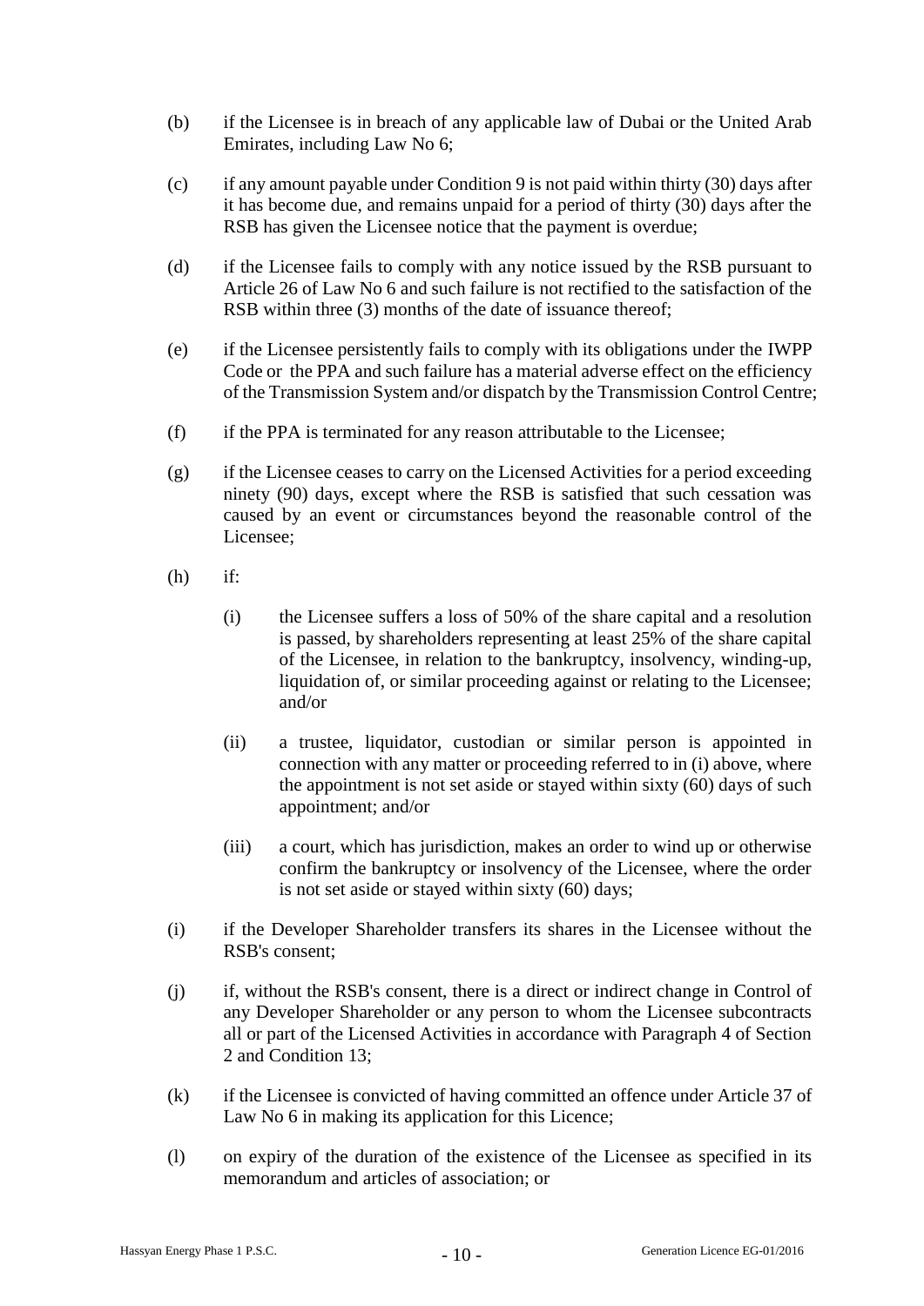(b) if the Licensee is in breach of any applicable law of Dubai or the United Arab Emirates, including Law No 6;

(c) if any amount payable under Condition 9 is not paid within thirty (30) days after it has become due, and remains unpaid for a period of thirty (30) days after the RSB has given the Licensee notice that the payment is overdue;

(d) if the Licensee fails to comply with any notice issued by the RSB pursuant to Article 26 of Law No 6 and such failure is not rectified to the satisfaction of the RSB within three (3) months of the date of issuance thereof;

(e) if the Licensee persistently fails to comply with its obligations under the IWPP Code or the PPA and such failure has a material adverse effect on the efficiency of the Transmission System and/or dispatch by the Transmission Control Centre;

(f) if the PPA is terminated for any reason attributable to the Licensee;

(g) if the Licensee ceases to carry on the Licensed Activities for a period exceeding ninety (90) days, except where the RSB is satisfied that such cessation was caused by an event or circumstances beyond the reasonable control of the Licensee;

(h) if:

  (i) the Licensee suffers a loss of 50% of the share capital and a resolution is passed, by shareholders representing at least 25% of the share capital of the Licensee, in relation to the bankruptcy, insolvency, winding-up, liquidation of, or similar proceeding against or relating to the Licensee; and/or

  (ii) a trustee, liquidator, custodian or similar person is appointed in connection with any matter or proceeding referred to in (i) above, where the appointment is not set aside or stayed within sixty (60) days of such appointment; and/or

  (iii) a court, which has jurisdiction, makes an order to wind up or otherwise confirm the bankruptcy or insolvency of the Licensee, where the order is not set aside or stayed within sixty (60) days;

(i) if the Developer Shareholder transfers its shares in the Licensee without the RSB's consent;

(j) if, without the RSB's consent, there is a direct or indirect change in Control of any Developer Shareholder or any person to whom the Licensee subcontracts all or part of the Licensed Activities in accordance with Paragraph 4 of Section 2 and Condition 13;

(k) if the Licensee is convicted of having committed an offence under Article 37 of Law No 6 in making its application for this Licence;

(l) on expiry of the duration of the existence of the Licensee as specified in its memorandum and articles of association; or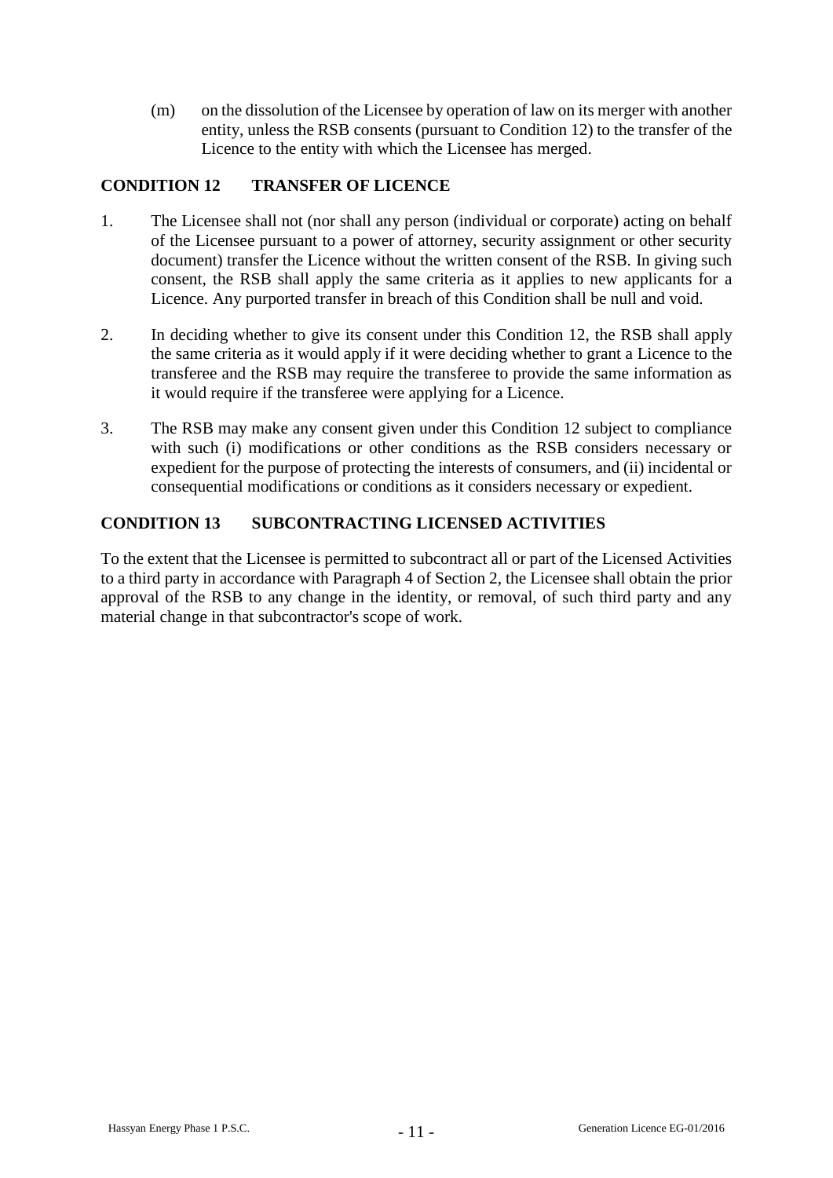(m) on the dissolution of the Licensee by operation of law on its merger with another entity, unless the RSB consents (pursuant to Condition 12) to the transfer of the Licence to the entity with which the Licensee has merged.

## CONDITION 12 TRANSFER OF LICENCE

1. The Licensee shall not (nor shall any person (individual or corporate) acting on behalf of the Licensee pursuant to a power of attorney, security assignment or other security document) transfer the Licence without the written consent of the RSB. In giving such consent, the RSB shall apply the same criteria as it applies to new applicants for a Licence. Any purported transfer in breach of this Condition shall be null and void.

2. In deciding whether to give its consent under this Condition 12, the RSB shall apply the same criteria as it would apply if it were deciding whether to grant a Licence to the transferee and the RSB may require the transferee to provide the same information as it would require if the transferee were applying for a Licence.

3. The RSB may make any consent given under this Condition 12 subject to compliance with such (i) modifications or other conditions as the RSB considers necessary or expedient for the purpose of protecting the interests of consumers, and (ii) incidental or consequential modifications or conditions as it considers necessary or expedient.

## CONDITION 13 SUBCONTRACTING LICENSED ACTIVITIES

To the extent that the Licensee is permitted to subcontract all or part of the Licensed Activities to a third party in accordance with Paragraph 4 of Section 2, the Licensee shall obtain the prior approval of the RSB to any change in the identity, or removal, of such third party and any material change in that subcontractor's scope of work.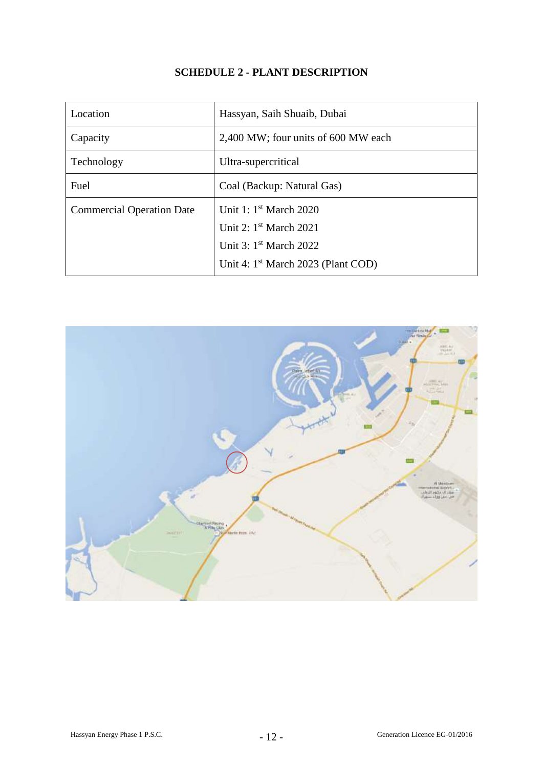**SCHEDULE 2 - PLANT DESCRIPTION**

| Location | Hassyan, Saih Shuaib, Dubai |
|---|---|
| Capacity | 2,400 MW; four units of 600 MW each |
| Technology | Ultra-supercritical |
| Fuel | Coal (Backup: Natural Gas) |
| Commercial Operation Date | Unit 1: 1st March 2020<br>Unit 2: 1st March 2021<br>Unit 3: 1st March 2022<br>Unit 4: 1st March 2023 (Plant COD) |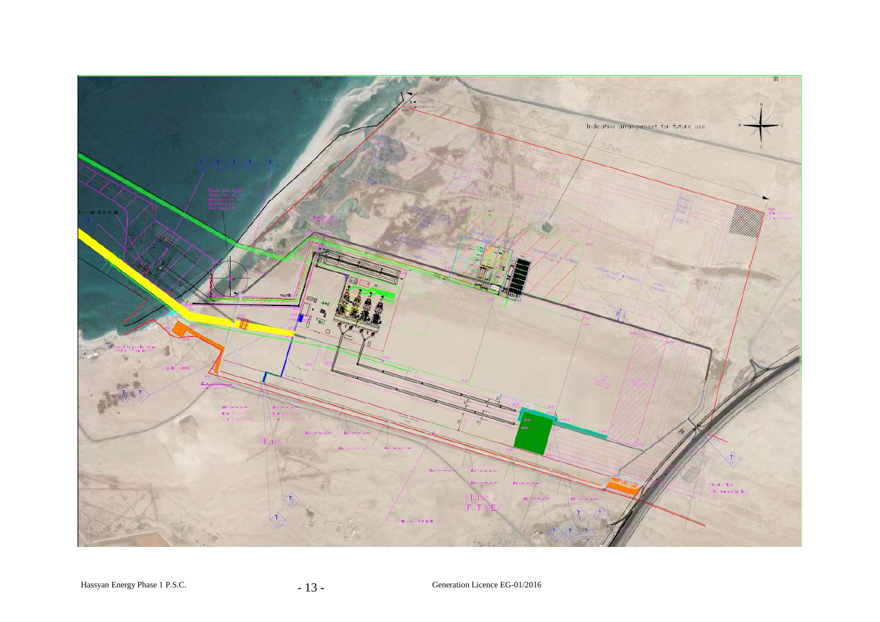Indicative arrangement for future use

3.2km

Phase 1

Phase 2
(FUTURE)